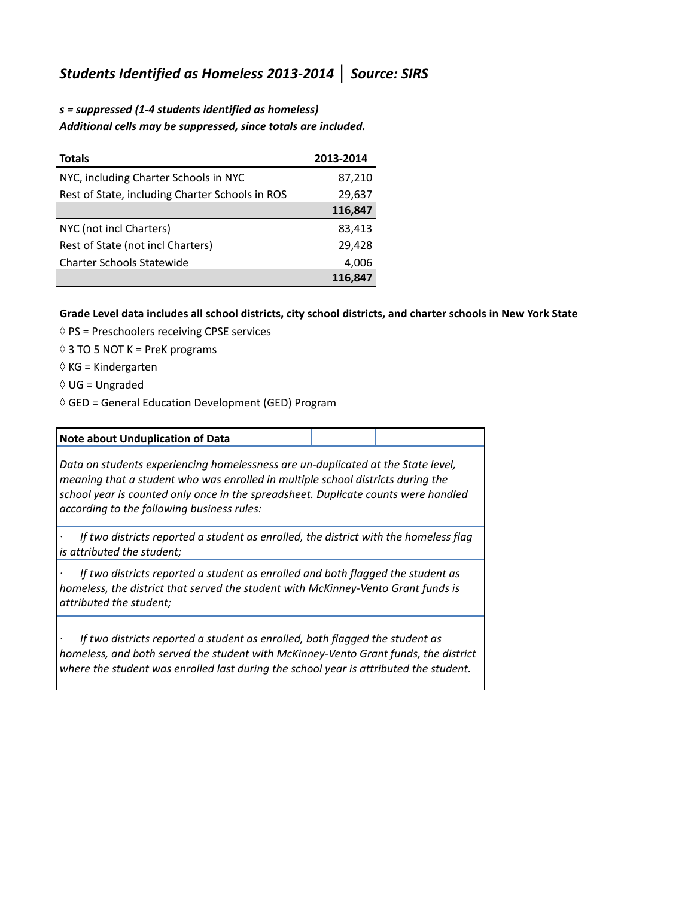# *Students Identified as Homeless 2013-2014 │ Source: SIRS*

***s = suppressed (1-4 students identified as homeless)***
***Additional cells may be suppressed, since totals are included.***

| **Totals** | **2013-2014** |
|---|---|
| NYC, including Charter Schools in NYC | 87,210 |
| Rest of State, including Charter Schools in ROS | 29,637 |
| | **116,847** |
| NYC (not incl Charters) | 83,413 |
| Rest of State (not incl Charters) | 29,428 |
| Charter Schools Statewide | 4,006 |
| | **116,847** |

**Grade Level data includes all school districts, city school districts, and charter schools in New York State**

◊ PS = Preschoolers receiving CPSE services

◊ 3 TO 5 NOT K = PreK programs

◊ KG = Kindergarten

◊ UG = Ungraded

◊ GED = General Education Development (GED) Program

**Note about Unduplication of Data**

*Data on students experiencing homelessness are un-duplicated at the State level, meaning that a student who was enrolled in multiple school districts during the school year is counted only once in the spreadsheet. Duplicate counts were handled according to the following business rules:*

- *If two districts reported a student as enrolled, the district with the homeless flag is attributed the student;*
- *If two districts reported a student as enrolled and both flagged the student as homeless, the district that served the student with McKinney-Vento Grant funds is attributed the student;*
- *If two districts reported a student as enrolled, both flagged the student as homeless, and both served the student with McKinney-Vento Grant funds, the district where the student was enrolled last during the school year is attributed the student.*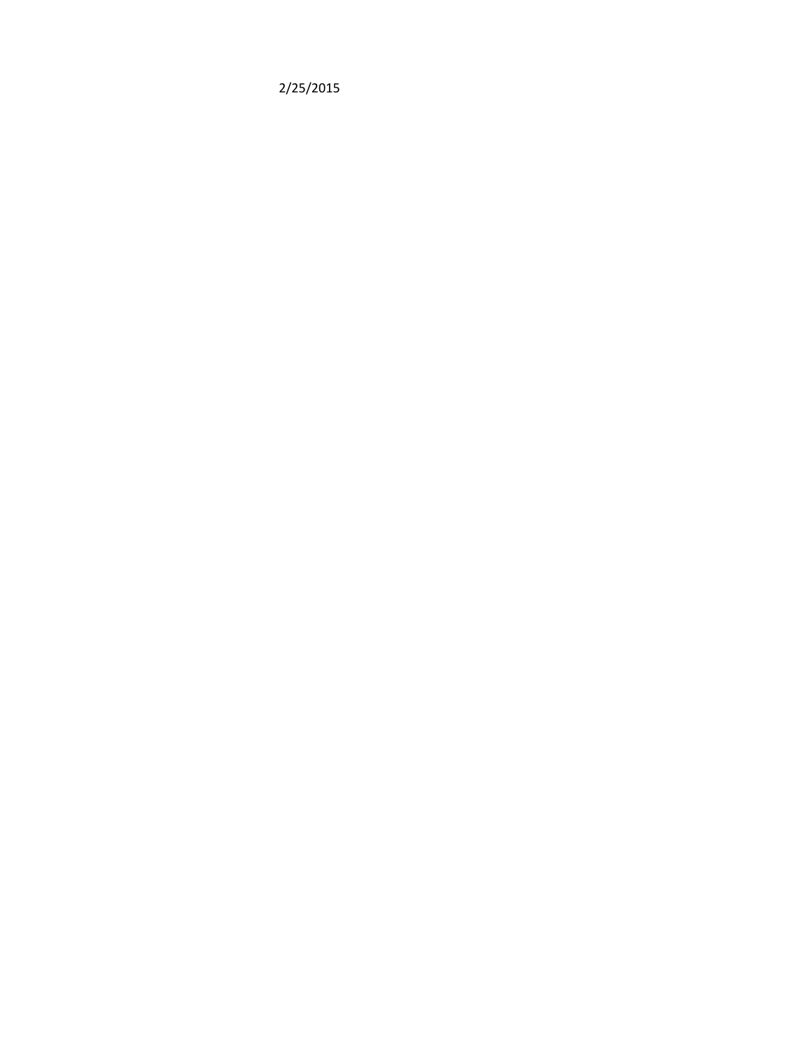2/25/2015